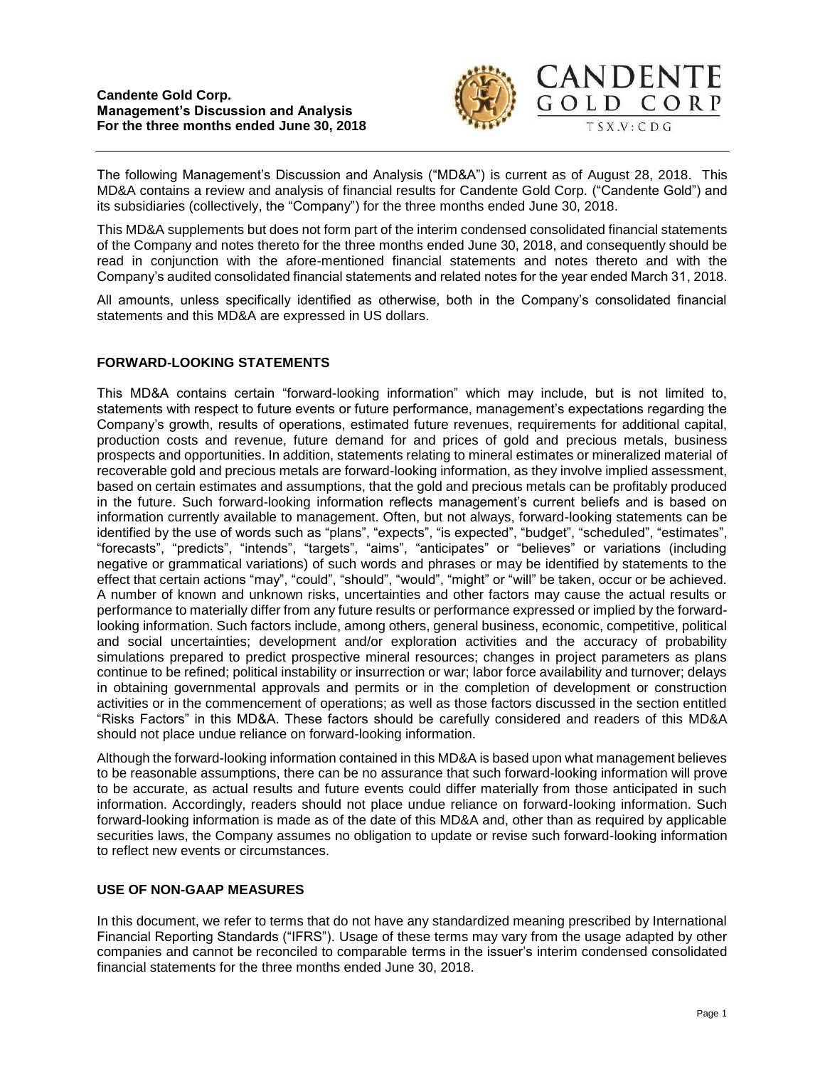**Candente Gold Corp.**
**Management's Discussion and Analysis**
**For the three months ended June 30, 2018**

The following Management's Discussion and Analysis ("MD&A") is current as of August 28, 2018. This MD&A contains a review and analysis of financial results for Candente Gold Corp. ("Candente Gold") and its subsidiaries (collectively, the "Company") for the three months ended June 30, 2018.

This MD&A supplements but does not form part of the interim condensed consolidated financial statements of the Company and notes thereto for the three months ended June 30, 2018, and consequently should be read in conjunction with the afore-mentioned financial statements and notes thereto and with the Company's audited consolidated financial statements and related notes for the year ended March 31, 2018.

All amounts, unless specifically identified as otherwise, both in the Company's consolidated financial statements and this MD&A are expressed in US dollars.

## FORWARD-LOOKING STATEMENTS

This MD&A contains certain "forward-looking information" which may include, but is not limited to, statements with respect to future events or future performance, management's expectations regarding the Company's growth, results of operations, estimated future revenues, requirements for additional capital, production costs and revenue, future demand for and prices of gold and precious metals, business prospects and opportunities. In addition, statements relating to mineral estimates or mineralized material of recoverable gold and precious metals are forward-looking information, as they involve implied assessment, based on certain estimates and assumptions, that the gold and precious metals can be profitably produced in the future. Such forward-looking information reflects management's current beliefs and is based on information currently available to management. Often, but not always, forward-looking statements can be identified by the use of words such as "plans", "expects", "is expected", "budget", "scheduled", "estimates", "forecasts", "predicts", "intends", "targets", "aims", "anticipates" or "believes" or variations (including negative or grammatical variations) of such words and phrases or may be identified by statements to the effect that certain actions "may", "could", "should", "would", "might" or "will" be taken, occur or be achieved. A number of known and unknown risks, uncertainties and other factors may cause the actual results or performance to materially differ from any future results or performance expressed or implied by the forward-looking information. Such factors include, among others, general business, economic, competitive, political and social uncertainties; development and/or exploration activities and the accuracy of probability simulations prepared to predict prospective mineral resources; changes in project parameters as plans continue to be refined; political instability or insurrection or war; labor force availability and turnover; delays in obtaining governmental approvals and permits or in the completion of development or construction activities or in the commencement of operations; as well as those factors discussed in the section entitled "Risks Factors" in this MD&A. These factors should be carefully considered and readers of this MD&A should not place undue reliance on forward-looking information.

Although the forward-looking information contained in this MD&A is based upon what management believes to be reasonable assumptions, there can be no assurance that such forward-looking information will prove to be accurate, as actual results and future events could differ materially from those anticipated in such information. Accordingly, readers should not place undue reliance on forward-looking information. Such forward-looking information is made as of the date of this MD&A and, other than as required by applicable securities laws, the Company assumes no obligation to update or revise such forward-looking information to reflect new events or circumstances.

## USE OF NON-GAAP MEASURES

In this document, we refer to terms that do not have any standardized meaning prescribed by International Financial Reporting Standards ("IFRS"). Usage of these terms may vary from the usage adapted by other companies and cannot be reconciled to comparable terms in the issuer's interim condensed consolidated financial statements for the three months ended June 30, 2018.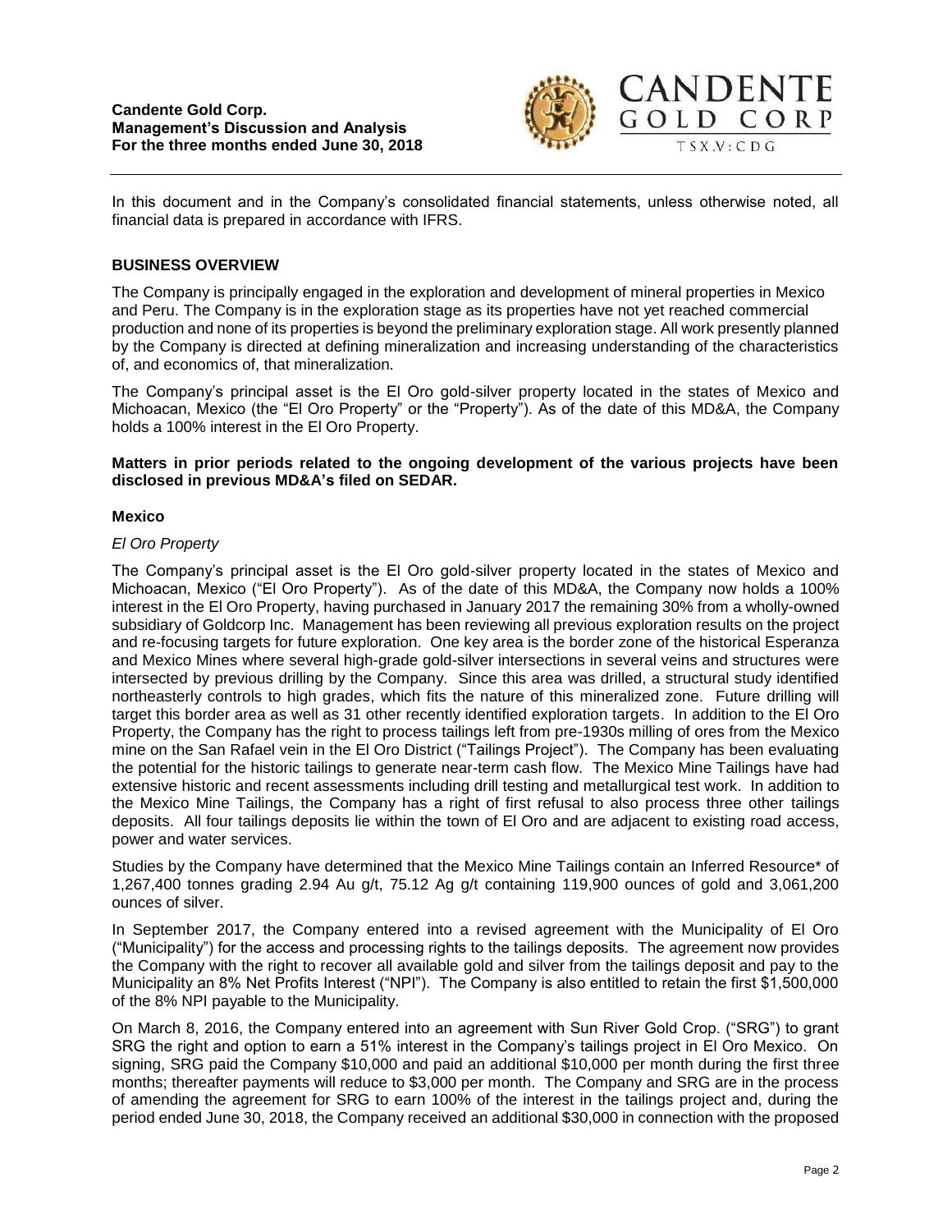In this document and in the Company's consolidated financial statements, unless otherwise noted, all financial data is prepared in accordance with IFRS.

## BUSINESS OVERVIEW

The Company is principally engaged in the exploration and development of mineral properties in Mexico and Peru. The Company is in the exploration stage as its properties have not yet reached commercial production and none of its properties is beyond the preliminary exploration stage. All work presently planned by the Company is directed at defining mineralization and increasing understanding of the characteristics of, and economics of, that mineralization.

The Company's principal asset is the El Oro gold-silver property located in the states of Mexico and Michoacan, Mexico (the "El Oro Property" or the "Property"). As of the date of this MD&A, the Company holds a 100% interest in the El Oro Property.

**Matters in prior periods related to the ongoing development of the various projects have been disclosed in previous MD&A's filed on SEDAR.**

### Mexico

*El Oro Property*

The Company's principal asset is the El Oro gold-silver property located in the states of Mexico and Michoacan, Mexico ("El Oro Property"). As of the date of this MD&A, the Company now holds a 100% interest in the El Oro Property, having purchased in January 2017 the remaining 30% from a wholly-owned subsidiary of Goldcorp Inc. Management has been reviewing all previous exploration results on the project and re-focusing targets for future exploration. One key area is the border zone of the historical Esperanza and Mexico Mines where several high-grade gold-silver intersections in several veins and structures were intersected by previous drilling by the Company. Since this area was drilled, a structural study identified northeasterly controls to high grades, which fits the nature of this mineralized zone. Future drilling will target this border area as well as 31 other recently identified exploration targets. In addition to the El Oro Property, the Company has the right to process tailings left from pre-1930s milling of ores from the Mexico mine on the San Rafael vein in the El Oro District ("Tailings Project"). The Company has been evaluating the potential for the historic tailings to generate near-term cash flow. The Mexico Mine Tailings have had extensive historic and recent assessments including drill testing and metallurgical test work. In addition to the Mexico Mine Tailings, the Company has a right of first refusal to also process three other tailings deposits. All four tailings deposits lie within the town of El Oro and are adjacent to existing road access, power and water services.

Studies by the Company have determined that the Mexico Mine Tailings contain an Inferred Resource* of 1,267,400 tonnes grading 2.94 Au g/t, 75.12 Ag g/t containing 119,900 ounces of gold and 3,061,200 ounces of silver.

In September 2017, the Company entered into a revised agreement with the Municipality of El Oro ("Municipality") for the access and processing rights to the tailings deposits. The agreement now provides the Company with the right to recover all available gold and silver from the tailings deposit and pay to the Municipality an 8% Net Profits Interest ("NPI"). The Company is also entitled to retain the first $1,500,000 of the 8% NPI payable to the Municipality.

On March 8, 2016, the Company entered into an agreement with Sun River Gold Crop. ("SRG") to grant SRG the right and option to earn a 51% interest in the Company's tailings project in El Oro Mexico. On signing, SRG paid the Company $10,000 and paid an additional $10,000 per month during the first three months; thereafter payments will reduce to $3,000 per month. The Company and SRG are in the process of amending the agreement for SRG to earn 100% of the interest in the tailings project and, during the period ended June 30, 2018, the Company received an additional $30,000 in connection with the proposed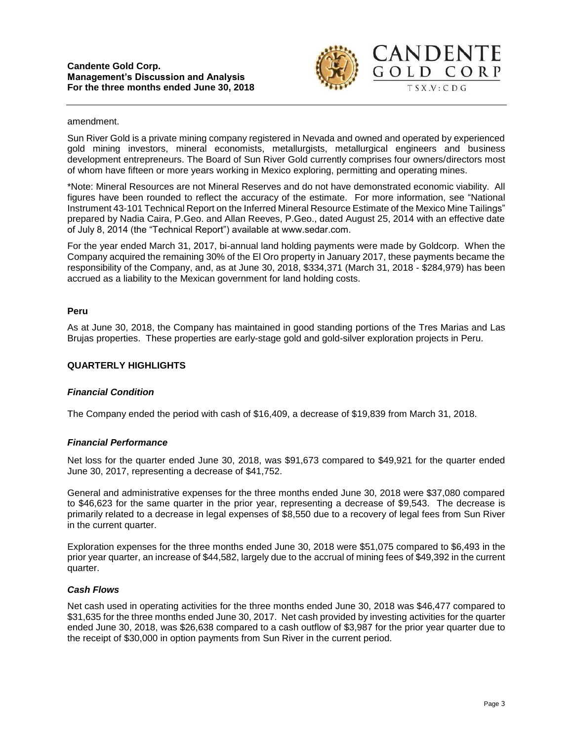amendment.

Sun River Gold is a private mining company registered in Nevada and owned and operated by experienced gold mining investors, mineral economists, metallurgists, metallurgical engineers and business development entrepreneurs. The Board of Sun River Gold currently comprises four owners/directors most of whom have fifteen or more years working in Mexico exploring, permitting and operating mines.

*Note: Mineral Resources are not Mineral Reserves and do not have demonstrated economic viability. All figures have been rounded to reflect the accuracy of the estimate. For more information, see "National Instrument 43-101 Technical Report on the Inferred Mineral Resource Estimate of the Mexico Mine Tailings" prepared by Nadia Caira, P.Geo. and Allan Reeves, P.Geo., dated August 25, 2014 with an effective date of July 8, 2014 (the "Technical Report") available at www.sedar.com.

For the year ended March 31, 2017, bi-annual land holding payments were made by Goldcorp. When the Company acquired the remaining 30% of the El Oro property in January 2017, these payments became the responsibility of the Company, and, as at June 30, 2018, $334,371 (March 31, 2018 - $284,979) has been accrued as a liability to the Mexican government for land holding costs.

**Peru**

As at June 30, 2018, the Company has maintained in good standing portions of the Tres Marias and Las Brujas properties. These properties are early-stage gold and gold-silver exploration projects in Peru.

## QUARTERLY HIGHLIGHTS

### *Financial Condition*

The Company ended the period with cash of $16,409, a decrease of $19,839 from March 31, 2018.

### *Financial Performance*

Net loss for the quarter ended June 30, 2018, was $91,673 compared to $49,921 for the quarter ended June 30, 2017, representing a decrease of $41,752.

General and administrative expenses for the three months ended June 30, 2018 were $37,080 compared to $46,623 for the same quarter in the prior year, representing a decrease of $9,543. The decrease is primarily related to a decrease in legal expenses of $8,550 due to a recovery of legal fees from Sun River in the current quarter.

Exploration expenses for the three months ended June 30, 2018 were $51,075 compared to $6,493 in the prior year quarter, an increase of $44,582, largely due to the accrual of mining fees of $49,392 in the current quarter.

### *Cash Flows*

Net cash used in operating activities for the three months ended June 30, 2018 was $46,477 compared to $31,635 for the three months ended June 30, 2017. Net cash provided by investing activities for the quarter ended June 30, 2018, was $26,638 compared to a cash outflow of $3,987 for the prior year quarter due to the receipt of $30,000 in option payments from Sun River in the current period.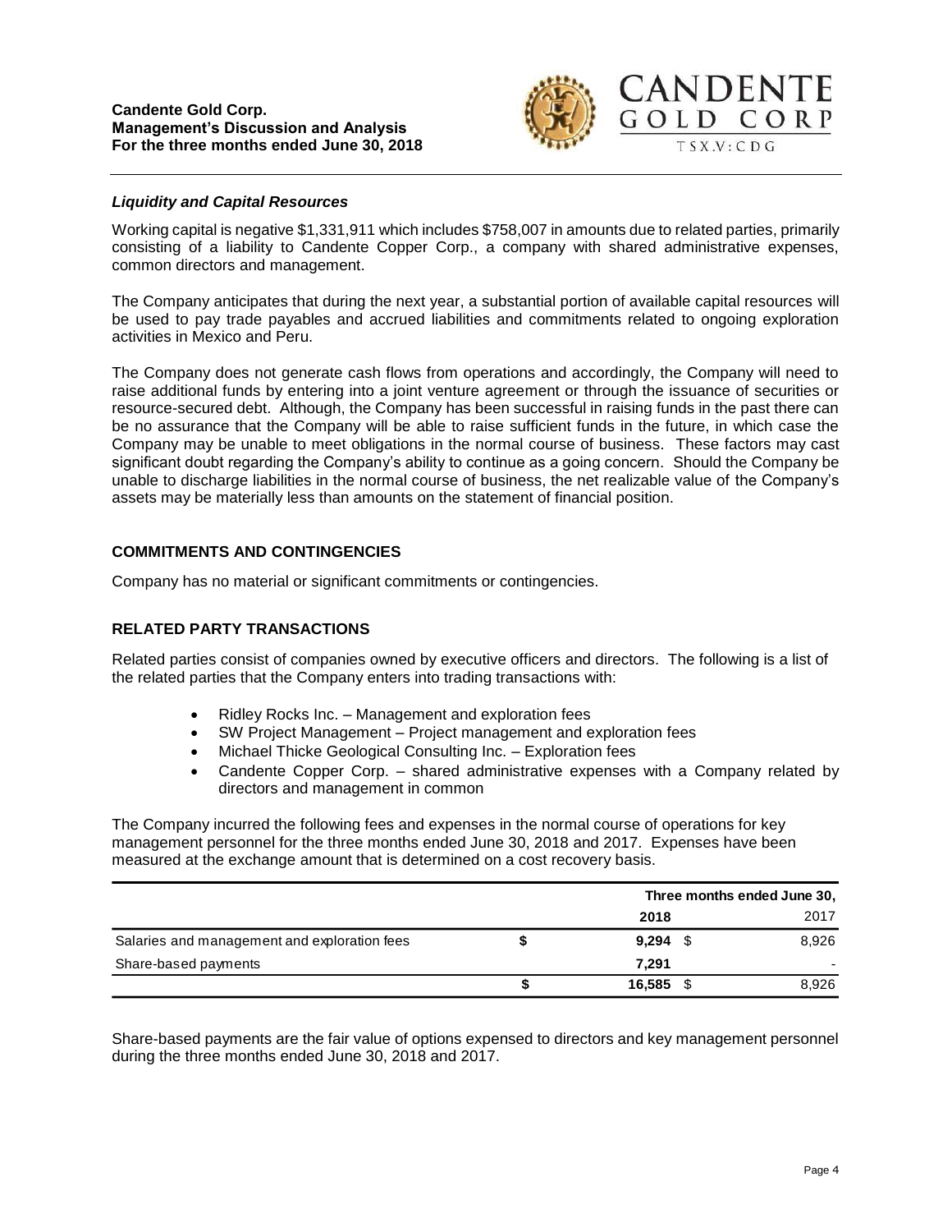### *Liquidity and Capital Resources*

Working capital is negative $1,331,911 which includes $758,007 in amounts due to related parties, primarily consisting of a liability to Candente Copper Corp., a company with shared administrative expenses, common directors and management.

The Company anticipates that during the next year, a substantial portion of available capital resources will be used to pay trade payables and accrued liabilities and commitments related to ongoing exploration activities in Mexico and Peru.

The Company does not generate cash flows from operations and accordingly, the Company will need to raise additional funds by entering into a joint venture agreement or through the issuance of securities or resource-secured debt. Although, the Company has been successful in raising funds in the past there can be no assurance that the Company will be able to raise sufficient funds in the future, in which case the Company may be unable to meet obligations in the normal course of business. These factors may cast significant doubt regarding the Company's ability to continue as a going concern. Should the Company be unable to discharge liabilities in the normal course of business, the net realizable value of the Company's assets may be materially less than amounts on the statement of financial position.

## COMMITMENTS AND CONTINGENCIES

Company has no material or significant commitments or contingencies.

## RELATED PARTY TRANSACTIONS

Related parties consist of companies owned by executive officers and directors. The following is a list of the related parties that the Company enters into trading transactions with:

- Ridley Rocks Inc. – Management and exploration fees
- SW Project Management – Project management and exploration fees
- Michael Thicke Geological Consulting Inc. – Exploration fees
- Candente Copper Corp. – shared administrative expenses with a Company related by directors and management in common

The Company incurred the following fees and expenses in the normal course of operations for key management personnel for the three months ended June 30, 2018 and 2017. Expenses have been measured at the exchange amount that is determined on a cost recovery basis.

| | Three months ended June 30, | |
|---|---|---|
| | **2018** | 2017 |
| Salaries and management and exploration fees | **$ 9,294** | $ 8,926 |
| Share-based payments | **7,291** | - |
| | **$ 16,585** | $ 8,926 |

Share-based payments are the fair value of options expensed to directors and key management personnel during the three months ended June 30, 2018 and 2017.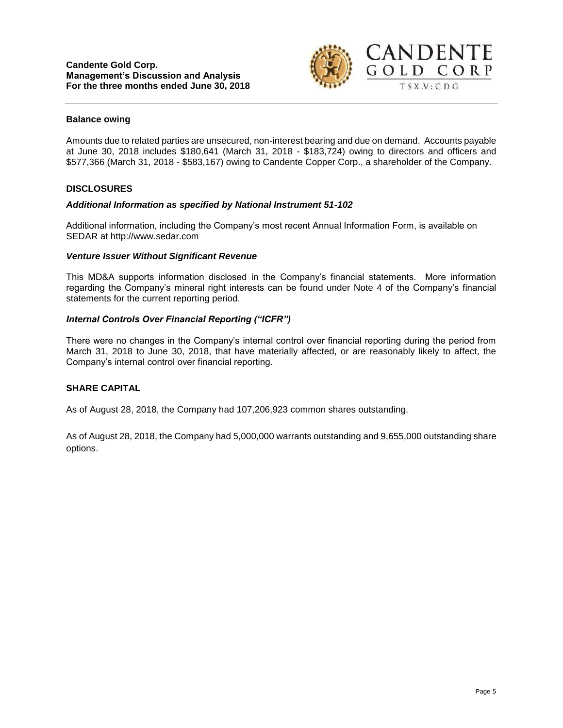**Balance owing**

Amounts due to related parties are unsecured, non-interest bearing and due on demand. Accounts payable at June 30, 2018 includes $180,641 (March 31, 2018 - $183,724) owing to directors and officers and $577,366 (March 31, 2018 - $583,167) owing to Candente Copper Corp., a shareholder of the Company.

## DISCLOSURES

### *Additional Information as specified by National Instrument 51-102*

Additional information, including the Company's most recent Annual Information Form, is available on SEDAR at http://www.sedar.com

### *Venture Issuer Without Significant Revenue*

This MD&A supports information disclosed in the Company's financial statements. More information regarding the Company's mineral right interests can be found under Note 4 of the Company's financial statements for the current reporting period.

### *Internal Controls Over Financial Reporting ("ICFR")*

There were no changes in the Company's internal control over financial reporting during the period from March 31, 2018 to June 30, 2018, that have materially affected, or are reasonably likely to affect, the Company's internal control over financial reporting.

## SHARE CAPITAL

As of August 28, 2018, the Company had 107,206,923 common shares outstanding.

As of August 28, 2018, the Company had 5,000,000 warrants outstanding and 9,655,000 outstanding share options.